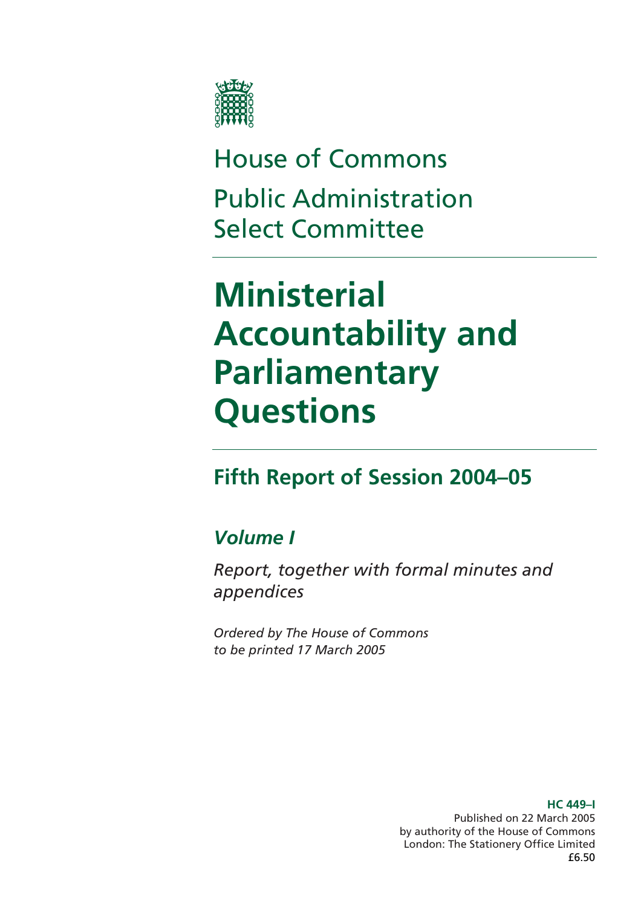House of Commons

Public Administration Select Committee

# Ministerial Accountability and Parliamentary Questions

## Fifth Report of Session 2004–05

### *Volume I*

*Report, together with formal minutes and appendices*

*Ordered by The House of Commons to be printed 17 March 2005*

**HC 449–I**
Published on 22 March 2005
by authority of the House of Commons
London: The Stationery Office Limited
£6.50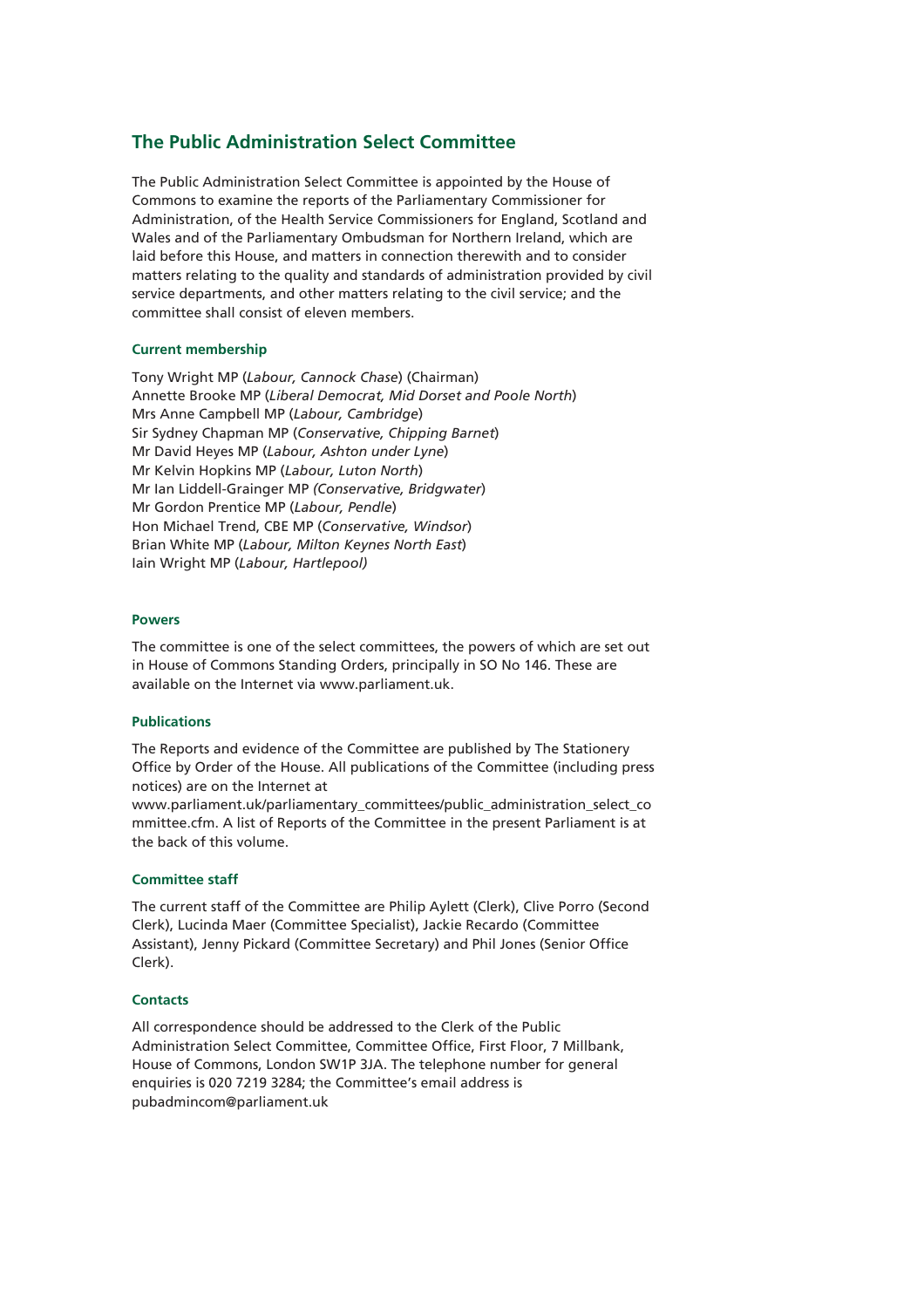## The Public Administration Select Committee

The Public Administration Select Committee is appointed by the House of Commons to examine the reports of the Parliamentary Commissioner for Administration, of the Health Service Commissioners for England, Scotland and Wales and of the Parliamentary Ombudsman for Northern Ireland, which are laid before this House, and matters in connection therewith and to consider matters relating to the quality and standards of administration provided by civil service departments, and other matters relating to the civil service; and the committee shall consist of eleven members.

### Current membership

Tony Wright MP (*Labour, Cannock Chase*) (Chairman)
Annette Brooke MP (*Liberal Democrat, Mid Dorset and Poole North*)
Mrs Anne Campbell MP (*Labour, Cambridge*)
Sir Sydney Chapman MP (*Conservative, Chipping Barnet*)
Mr David Heyes MP (*Labour, Ashton under Lyne*)
Mr Kelvin Hopkins MP (*Labour, Luton North*)
Mr Ian Liddell-Grainger MP *(Conservative, Bridgwater*)
Mr Gordon Prentice MP (*Labour, Pendle*)
Hon Michael Trend, CBE MP (*Conservative, Windsor*)
Brian White MP (*Labour, Milton Keynes North East*)
Iain Wright MP (*Labour, Hartlepool)*

### Powers

The committee is one of the select committees, the powers of which are set out in House of Commons Standing Orders, principally in SO No 146. These are available on the Internet via www.parliament.uk.

### Publications

The Reports and evidence of the Committee are published by The Stationery Office by Order of the House. All publications of the Committee (including press notices) are on the Internet at www.parliament.uk/parliamentary_committees/public_administration_select_committee.cfm. A list of Reports of the Committee in the present Parliament is at the back of this volume.

### Committee staff

The current staff of the Committee are Philip Aylett (Clerk), Clive Porro (Second Clerk), Lucinda Maer (Committee Specialist), Jackie Recardo (Committee Assistant), Jenny Pickard (Committee Secretary) and Phil Jones (Senior Office Clerk).

### Contacts

All correspondence should be addressed to the Clerk of the Public Administration Select Committee, Committee Office, First Floor, 7 Millbank, House of Commons, London SW1P 3JA. The telephone number for general enquiries is 020 7219 3284; the Committee's email address is pubadmincom@parliament.uk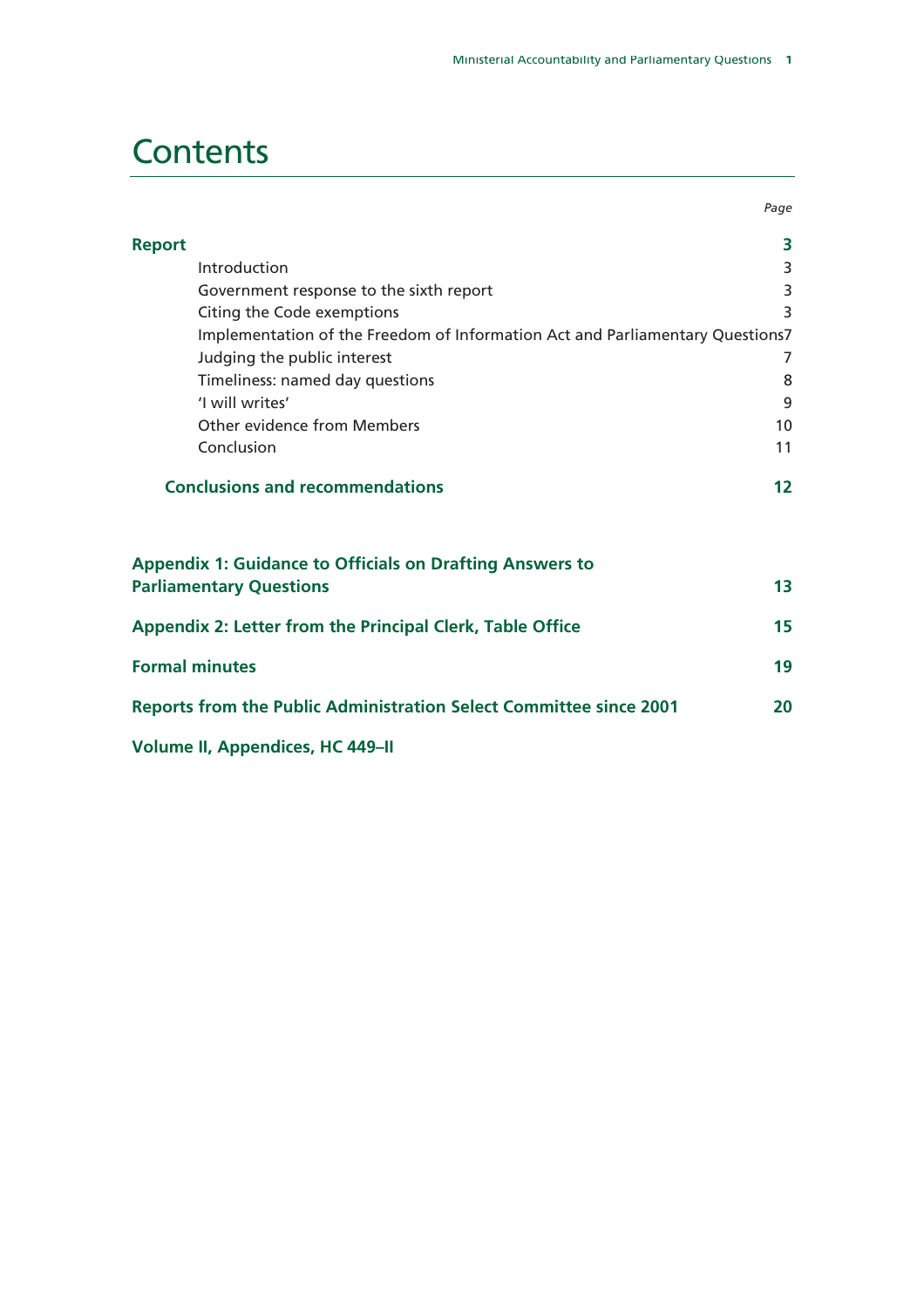# Contents

| | *Page* |
|---|---|
| **Report** | **3** |
| Introduction | 3 |
| Government response to the sixth report | 3 |
| Citing the Code exemptions | 3 |
| Implementation of the Freedom of Information Act and Parliamentary Questions | 7 |
| Judging the public interest | 7 |
| Timeliness: named day questions | 8 |
| 'I will writes' | 9 |
| Other evidence from Members | 10 |
| Conclusion | 11 |
| **Conclusions and recommendations** | **12** |
| **Appendix 1: Guidance to Officials on Drafting Answers to Parliamentary Questions** | **13** |
| **Appendix 2: Letter from the Principal Clerk, Table Office** | **15** |
| **Formal minutes** | **19** |
| **Reports from the Public Administration Select Committee since 2001** | **20** |
| **Volume II, Appendices, HC 449–II** | |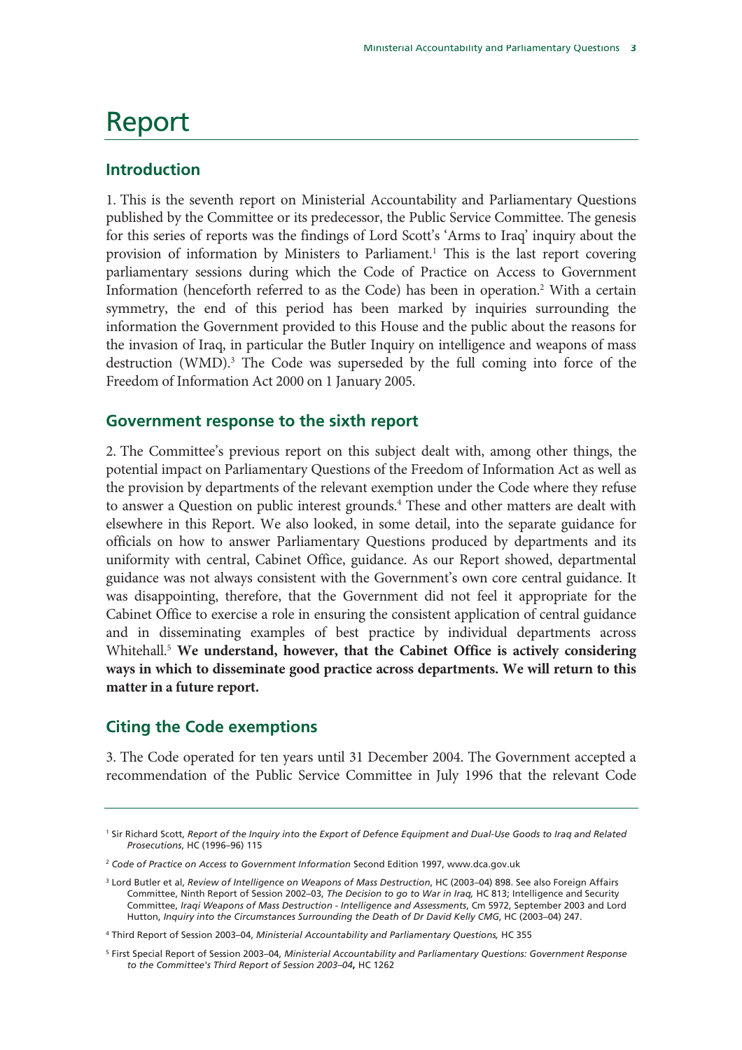# Report

## Introduction

1. This is the seventh report on Ministerial Accountability and Parliamentary Questions published by the Committee or its predecessor, the Public Service Committee. The genesis for this series of reports was the findings of Lord Scott's 'Arms to Iraq' inquiry about the provision of information by Ministers to Parliament.[1] This is the last report covering parliamentary sessions during which the Code of Practice on Access to Government Information (henceforth referred to as the Code) has been in operation.[2] With a certain symmetry, the end of this period has been marked by inquiries surrounding the information the Government provided to this House and the public about the reasons for the invasion of Iraq, in particular the Butler Inquiry on intelligence and weapons of mass destruction (WMD).[3] The Code was superseded by the full coming into force of the Freedom of Information Act 2000 on 1 January 2005.

## Government response to the sixth report

2. The Committee's previous report on this subject dealt with, among other things, the potential impact on Parliamentary Questions of the Freedom of Information Act as well as the provision by departments of the relevant exemption under the Code where they refuse to answer a Question on public interest grounds.[4] These and other matters are dealt with elsewhere in this Report. We also looked, in some detail, into the separate guidance for officials on how to answer Parliamentary Questions produced by departments and its uniformity with central, Cabinet Office, guidance. As our Report showed, departmental guidance was not always consistent with the Government's own core central guidance. It was disappointing, therefore, that the Government did not feel it appropriate for the Cabinet Office to exercise a role in ensuring the consistent application of central guidance and in disseminating examples of best practice by individual departments across Whitehall.[5] **We understand, however, that the Cabinet Office is actively considering ways in which to disseminate good practice across departments. We will return to this matter in a future report.**

## Citing the Code exemptions

3. The Code operated for ten years until 31 December 2004. The Government accepted a recommendation of the Public Service Committee in July 1996 that the relevant Code

---

[1] Sir Richard Scott, *Report of the Inquiry into the Export of Defence Equipment and Dual-Use Goods to Iraq and Related Prosecutions*, HC (1996–96) 115

[2] *Code of Practice on Access to Government Information* Second Edition 1997, www.dca.gov.uk

[3] Lord Butler et al, *Review of Intelligence on Weapons of Mass Destruction*, HC (2003–04) 898. See also Foreign Affairs Committee, Ninth Report of Session 2002–03, *The Decision to go to War in Iraq,* HC 813; Intelligence and Security Committee, *Iraqi Weapons of Mass Destruction - Intelligence and Assessments*, Cm 5972, September 2003 and Lord Hutton, *Inquiry into the Circumstances Surrounding the Death of Dr David Kelly CMG*, HC (2003–04) 247.

[4] Third Report of Session 2003–04, *Ministerial Accountability and Parliamentary Questions,* HC 355

[5] First Special Report of Session 2003–04, *Ministerial Accountability and Parliamentary Questions: Government Response to the Committee's Third Report of Session 2003–04***,** HC 1262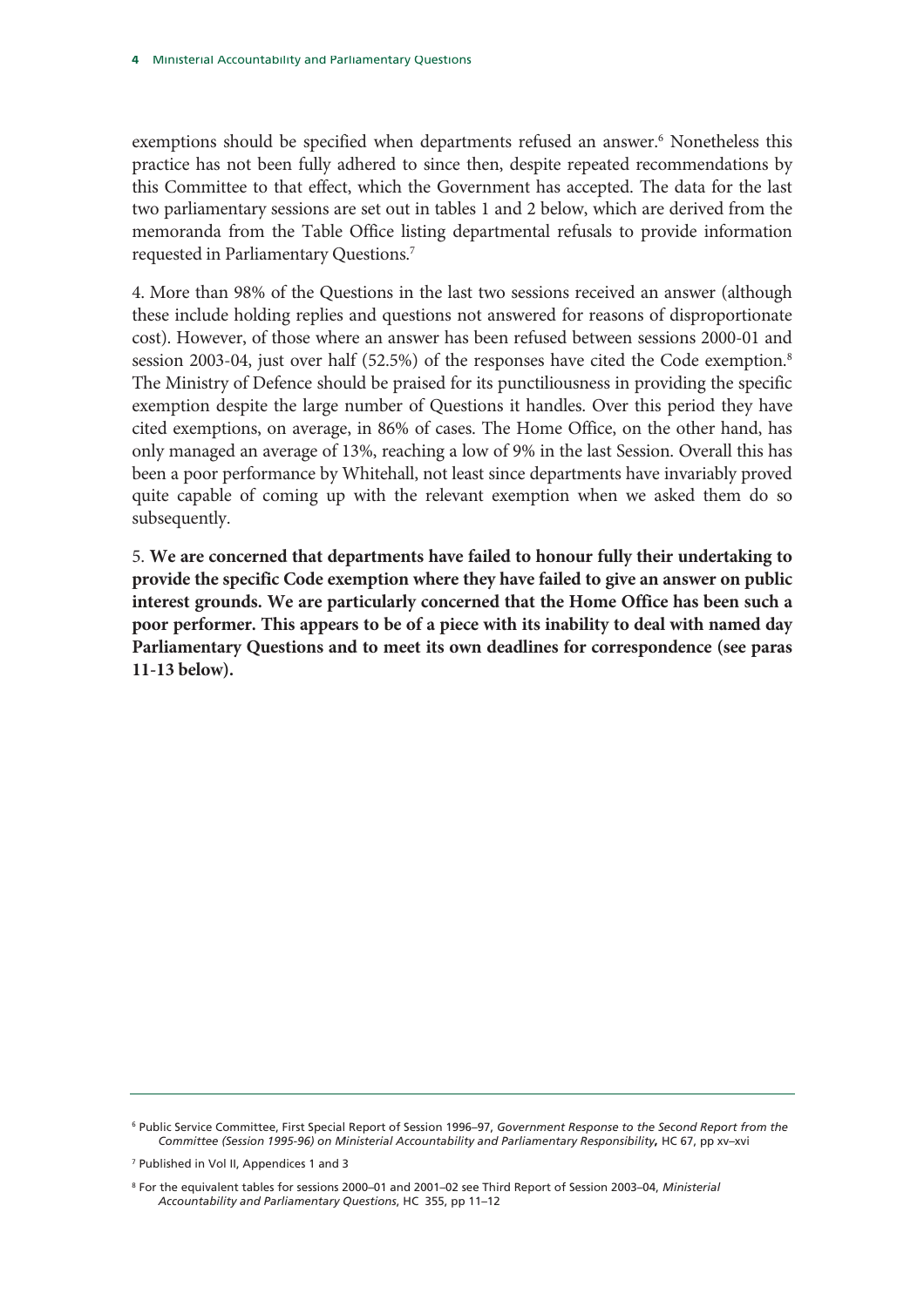exemptions should be specified when departments refused an answer.[6] Nonetheless this practice has not been fully adhered to since then, despite repeated recommendations by this Committee to that effect, which the Government has accepted. The data for the last two parliamentary sessions are set out in tables 1 and 2 below, which are derived from the memoranda from the Table Office listing departmental refusals to provide information requested in Parliamentary Questions.[7]

4. More than 98% of the Questions in the last two sessions received an answer (although these include holding replies and questions not answered for reasons of disproportionate cost). However, of those where an answer has been refused between sessions 2000-01 and session 2003-04, just over half (52.5%) of the responses have cited the Code exemption.[8] The Ministry of Defence should be praised for its punctiliousness in providing the specific exemption despite the large number of Questions it handles. Over this period they have cited exemptions, on average, in 86% of cases. The Home Office, on the other hand, has only managed an average of 13%, reaching a low of 9% in the last Session. Overall this has been a poor performance by Whitehall, not least since departments have invariably proved quite capable of coming up with the relevant exemption when we asked them do so subsequently.

5. **We are concerned that departments have failed to honour fully their undertaking to provide the specific Code exemption where they have failed to give an answer on public interest grounds. We are particularly concerned that the Home Office has been such a poor performer. This appears to be of a piece with its inability to deal with named day Parliamentary Questions and to meet its own deadlines for correspondence (see paras 11-13 below).**

---

[6] Public Service Committee, First Special Report of Session 1996–97, *Government Response to the Second Report from the Committee (Session 1995-96) on Ministerial Accountability and Parliamentary Responsibility*, HC 67, pp xv–xvi

[7] Published in Vol II, Appendices 1 and 3

[8] For the equivalent tables for sessions 2000–01 and 2001–02 see Third Report of Session 2003–04, *Ministerial Accountability and Parliamentary Questions*, HC 355, pp 11–12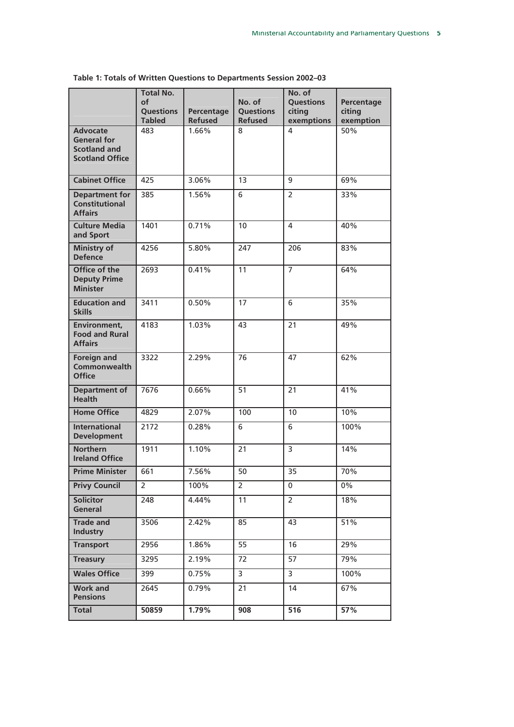**Table 1: Totals of Written Questions to Departments Session 2002–03**

| | Total No. of Questions Tabled | Percentage Refused | No. of Questions Refused | No. of Questions citing exemptions | Percentage citing exemption |
|---|---|---|---|---|---|
| **Advocate General for Scotland and Scotland Office** | 483 | 1.66% | 8 | 4 | 50% |
| **Cabinet Office** | 425 | 3.06% | 13 | 9 | 69% |
| **Department for Constitutional Affairs** | 385 | 1.56% | 6 | 2 | 33% |
| **Culture Media and Sport** | 1401 | 0.71% | 10 | 4 | 40% |
| **Ministry of Defence** | 4256 | 5.80% | 247 | 206 | 83% |
| **Office of the Deputy Prime Minister** | 2693 | 0.41% | 11 | 7 | 64% |
| **Education and Skills** | 3411 | 0.50% | 17 | 6 | 35% |
| **Environment, Food and Rural Affairs** | 4183 | 1.03% | 43 | 21 | 49% |
| **Foreign and Commonwealth Office** | 3322 | 2.29% | 76 | 47 | 62% |
| **Department of Health** | 7676 | 0.66% | 51 | 21 | 41% |
| **Home Office** | 4829 | 2.07% | 100 | 10 | 10% |
| **International Development** | 2172 | 0.28% | 6 | 6 | 100% |
| **Northern Ireland Office** | 1911 | 1.10% | 21 | 3 | 14% |
| **Prime Minister** | 661 | 7.56% | 50 | 35 | 70% |
| **Privy Council** | 2 | 100% | 2 | 0 | 0% |
| **Solicitor General** | 248 | 4.44% | 11 | 2 | 18% |
| **Trade and Industry** | 3506 | 2.42% | 85 | 43 | 51% |
| **Transport** | 2956 | 1.86% | 55 | 16 | 29% |
| **Treasury** | 3295 | 2.19% | 72 | 57 | 79% |
| **Wales Office** | 399 | 0.75% | 3 | 3 | 100% |
| **Work and Pensions** | 2645 | 0.79% | 21 | 14 | 67% |
| **Total** | **50859** | **1.79%** | **908** | **516** | **57%** |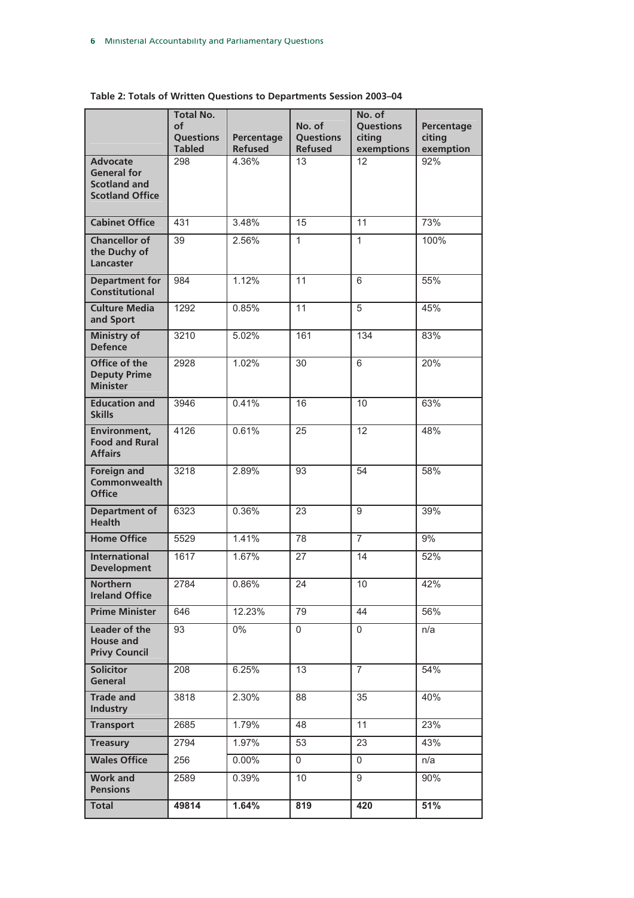**Table 2: Totals of Written Questions to Departments Session 2003–04**

| | Total No. of Questions Tabled | Percentage Refused | No. of Questions Refused | No. of Questions citing exemptions | Percentage citing exemption |
|---|---|---|---|---|---|
| **Advocate General for Scotland and Scotland Office** | 298 | 4.36% | 13 | 12 | 92% |
| **Cabinet Office** | 431 | 3.48% | 15 | 11 | 73% |
| **Chancellor of the Duchy of Lancaster** | 39 | 2.56% | 1 | 1 | 100% |
| **Department for Constitutional** | 984 | 1.12% | 11 | 6 | 55% |
| **Culture Media and Sport** | 1292 | 0.85% | 11 | 5 | 45% |
| **Ministry of Defence** | 3210 | 5.02% | 161 | 134 | 83% |
| **Office of the Deputy Prime Minister** | 2928 | 1.02% | 30 | 6 | 20% |
| **Education and Skills** | 3946 | 0.41% | 16 | 10 | 63% |
| **Environment, Food and Rural Affairs** | 4126 | 0.61% | 25 | 12 | 48% |
| **Foreign and Commonwealth Office** | 3218 | 2.89% | 93 | 54 | 58% |
| **Department of Health** | 6323 | 0.36% | 23 | 9 | 39% |
| **Home Office** | 5529 | 1.41% | 78 | 7 | 9% |
| **International Development** | 1617 | 1.67% | 27 | 14 | 52% |
| **Northern Ireland Office** | 2784 | 0.86% | 24 | 10 | 42% |
| **Prime Minister** | 646 | 12.23% | 79 | 44 | 56% |
| **Leader of the House and Privy Council** | 93 | 0% | 0 | 0 | n/a |
| **Solicitor General** | 208 | 6.25% | 13 | 7 | 54% |
| **Trade and Industry** | 3818 | 2.30% | 88 | 35 | 40% |
| **Transport** | 2685 | 1.79% | 48 | 11 | 23% |
| **Treasury** | 2794 | 1.97% | 53 | 23 | 43% |
| **Wales Office** | 256 | 0.00% | 0 | 0 | n/a |
| **Work and Pensions** | 2589 | 0.39% | 10 | 9 | 90% |
| **Total** | **49814** | **1.64%** | **819** | **420** | **51%** |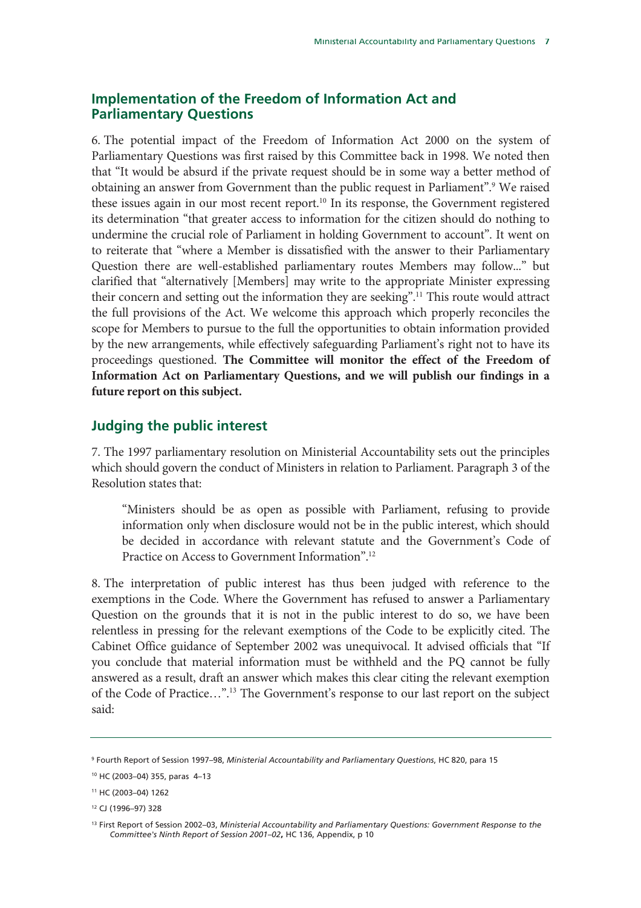## Implementation of the Freedom of Information Act and Parliamentary Questions

6. The potential impact of the Freedom of Information Act 2000 on the system of Parliamentary Questions was first raised by this Committee back in 1998. We noted then that "It would be absurd if the private request should be in some way a better method of obtaining an answer from Government than the public request in Parliament".[9] We raised these issues again in our most recent report.[10] In its response, the Government registered its determination "that greater access to information for the citizen should do nothing to undermine the crucial role of Parliament in holding Government to account". It went on to reiterate that "where a Member is dissatisfied with the answer to their Parliamentary Question there are well-established parliamentary routes Members may follow..." but clarified that "alternatively [Members] may write to the appropriate Minister expressing their concern and setting out the information they are seeking".[11] This route would attract the full provisions of the Act. We welcome this approach which properly reconciles the scope for Members to pursue to the full the opportunities to obtain information provided by the new arrangements, while effectively safeguarding Parliament's right not to have its proceedings questioned. **The Committee will monitor the effect of the Freedom of Information Act on Parliamentary Questions, and we will publish our findings in a future report on this subject.**

## Judging the public interest

7. The 1997 parliamentary resolution on Ministerial Accountability sets out the principles which should govern the conduct of Ministers in relation to Parliament. Paragraph 3 of the Resolution states that:

> "Ministers should be as open as possible with Parliament, refusing to provide information only when disclosure would not be in the public interest, which should be decided in accordance with relevant statute and the Government's Code of Practice on Access to Government Information".[12]

8. The interpretation of public interest has thus been judged with reference to the exemptions in the Code. Where the Government has refused to answer a Parliamentary Question on the grounds that it is not in the public interest to do so, we have been relentless in pressing for the relevant exemptions of the Code to be explicitly cited. The Cabinet Office guidance of September 2002 was unequivocal. It advised officials that "If you conclude that material information must be withheld and the PQ cannot be fully answered as a result, draft an answer which makes this clear citing the relevant exemption of the Code of Practice…".[13] The Government's response to our last report on the subject said:

---

[9] Fourth Report of Session 1997–98, *Ministerial Accountability and Parliamentary Questions*, HC 820, para 15

[10] HC (2003–04) 355, paras 4–13

[11] HC (2003–04) 1262

[12] CJ (1996–97) 328

[13] First Report of Session 2002–03, *Ministerial Accountability and Parliamentary Questions: Government Response to the Committee's Ninth Report of Session 2001–02***,** HC 136, Appendix, p 10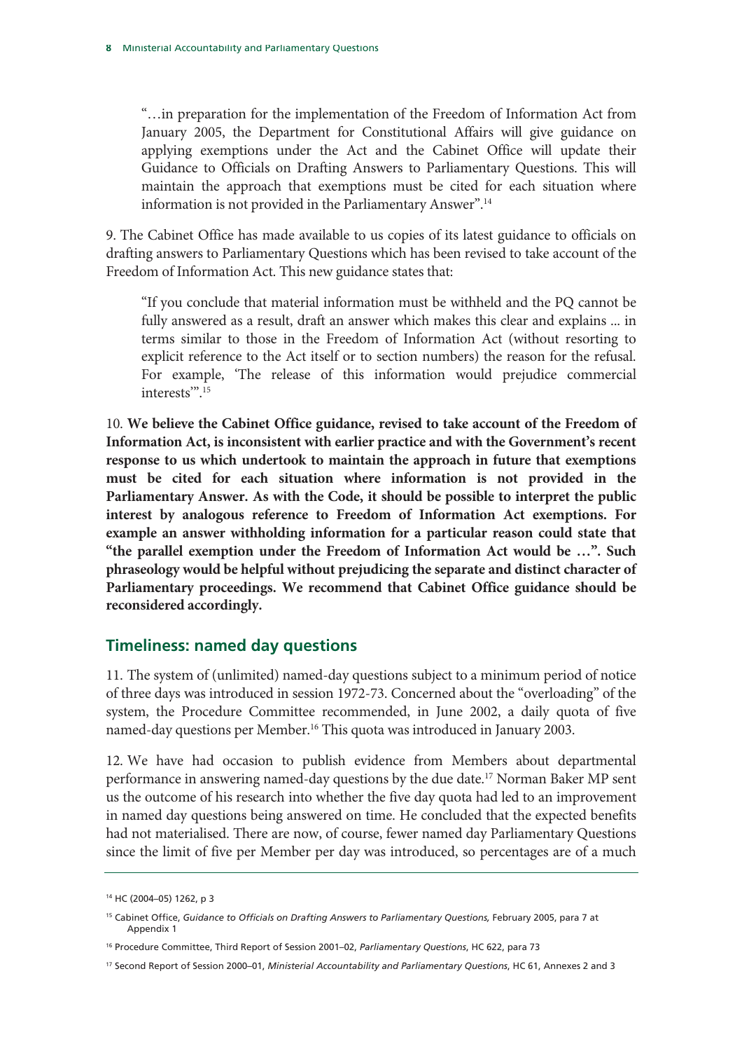"…in preparation for the implementation of the Freedom of Information Act from January 2005, the Department for Constitutional Affairs will give guidance on applying exemptions under the Act and the Cabinet Office will update their Guidance to Officials on Drafting Answers to Parliamentary Questions. This will maintain the approach that exemptions must be cited for each situation where information is not provided in the Parliamentary Answer".[14]

9. The Cabinet Office has made available to us copies of its latest guidance to officials on drafting answers to Parliamentary Questions which has been revised to take account of the Freedom of Information Act. This new guidance states that:

"If you conclude that material information must be withheld and the PQ cannot be fully answered as a result, draft an answer which makes this clear and explains ... in terms similar to those in the Freedom of Information Act (without resorting to explicit reference to the Act itself or to section numbers) the reason for the refusal. For example, 'The release of this information would prejudice commercial interests'".[15]

10. **We believe the Cabinet Office guidance, revised to take account of the Freedom of Information Act, is inconsistent with earlier practice and with the Government's recent response to us which undertook to maintain the approach in future that exemptions must be cited for each situation where information is not provided in the Parliamentary Answer. As with the Code, it should be possible to interpret the public interest by analogous reference to Freedom of Information Act exemptions. For example an answer withholding information for a particular reason could state that "the parallel exemption under the Freedom of Information Act would be …". Such phraseology would be helpful without prejudicing the separate and distinct character of Parliamentary proceedings. We recommend that Cabinet Office guidance should be reconsidered accordingly.**

## Timeliness: named day questions

11. The system of (unlimited) named-day questions subject to a minimum period of notice of three days was introduced in session 1972-73. Concerned about the "overloading" of the system, the Procedure Committee recommended, in June 2002, a daily quota of five named-day questions per Member.[16] This quota was introduced in January 2003.

12. We have had occasion to publish evidence from Members about departmental performance in answering named-day questions by the due date.[17] Norman Baker MP sent us the outcome of his research into whether the five day quota had led to an improvement in named day questions being answered on time. He concluded that the expected benefits had not materialised. There are now, of course, fewer named day Parliamentary Questions since the limit of five per Member per day was introduced, so percentages are of a much

---

[14] HC (2004–05) 1262, p 3

[15] Cabinet Office, *Guidance to Officials on Drafting Answers to Parliamentary Questions,* February 2005, para 7 at Appendix 1

[16] Procedure Committee, Third Report of Session 2001–02, *Parliamentary Questions*, HC 622, para 73

[17] Second Report of Session 2000–01, *Ministerial Accountability and Parliamentary Questions*, HC 61, Annexes 2 and 3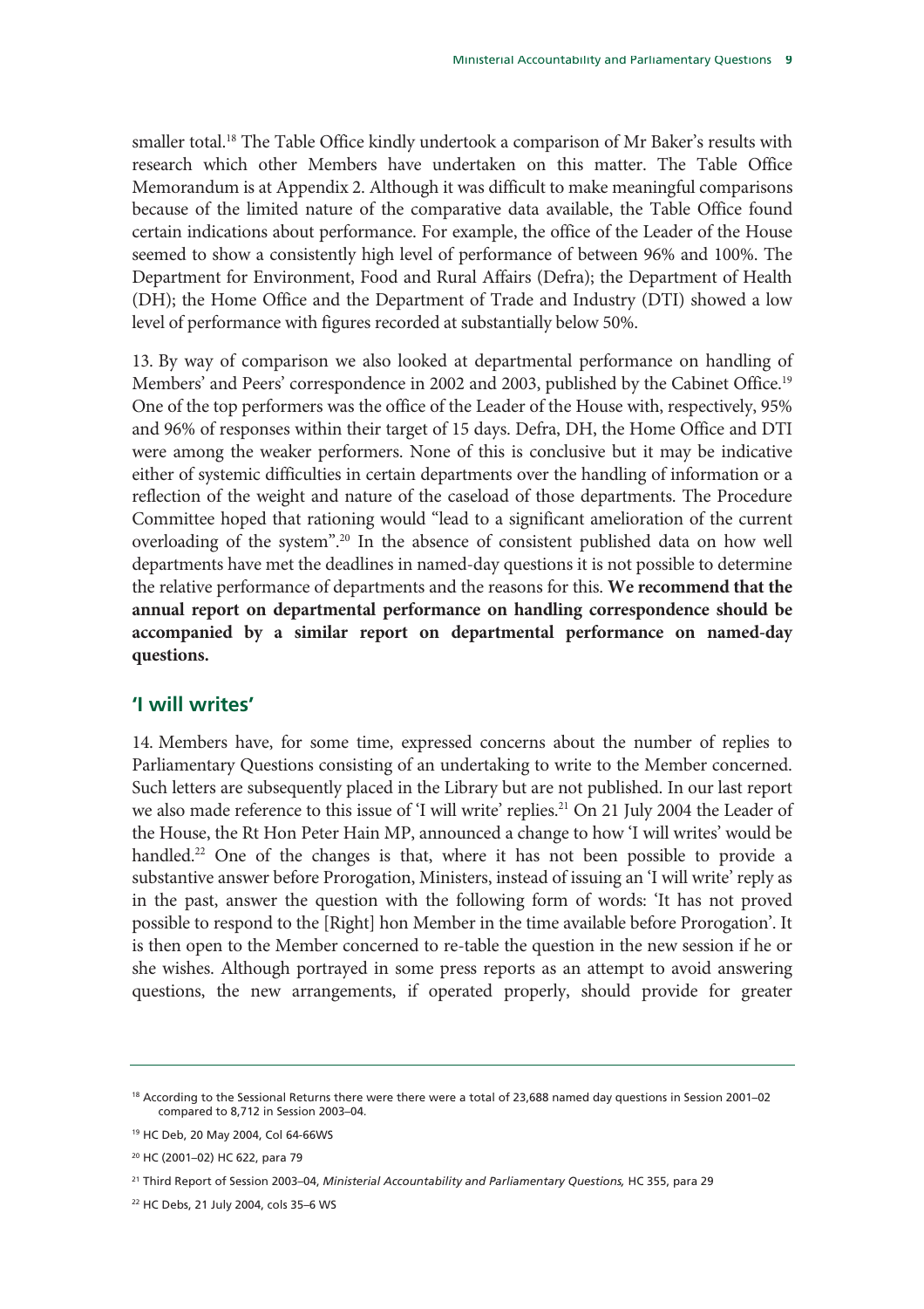smaller total.[18] The Table Office kindly undertook a comparison of Mr Baker's results with research which other Members have undertaken on this matter. The Table Office Memorandum is at Appendix 2. Although it was difficult to make meaningful comparisons because of the limited nature of the comparative data available, the Table Office found certain indications about performance. For example, the office of the Leader of the House seemed to show a consistently high level of performance of between 96% and 100%. The Department for Environment, Food and Rural Affairs (Defra); the Department of Health (DH); the Home Office and the Department of Trade and Industry (DTI) showed a low level of performance with figures recorded at substantially below 50%.

13. By way of comparison we also looked at departmental performance on handling of Members' and Peers' correspondence in 2002 and 2003, published by the Cabinet Office.[19] One of the top performers was the office of the Leader of the House with, respectively, 95% and 96% of responses within their target of 15 days. Defra, DH, the Home Office and DTI were among the weaker performers. None of this is conclusive but it may be indicative either of systemic difficulties in certain departments over the handling of information or a reflection of the weight and nature of the caseload of those departments. The Procedure Committee hoped that rationing would "lead to a significant amelioration of the current overloading of the system".[20] In the absence of consistent published data on how well departments have met the deadlines in named-day questions it is not possible to determine the relative performance of departments and the reasons for this. **We recommend that the annual report on departmental performance on handling correspondence should be accompanied by a similar report on departmental performance on named-day questions.**

## 'I will writes'

14. Members have, for some time, expressed concerns about the number of replies to Parliamentary Questions consisting of an undertaking to write to the Member concerned. Such letters are subsequently placed in the Library but are not published. In our last report we also made reference to this issue of 'I will write' replies.[21] On 21 July 2004 the Leader of the House, the Rt Hon Peter Hain MP, announced a change to how 'I will writes' would be handled.[22] One of the changes is that, where it has not been possible to provide a substantive answer before Prorogation, Ministers, instead of issuing an 'I will write' reply as in the past, answer the question with the following form of words: 'It has not proved possible to respond to the [Right] hon Member in the time available before Prorogation'. It is then open to the Member concerned to re-table the question in the new session if he or she wishes. Although portrayed in some press reports as an attempt to avoid answering questions, the new arrangements, if operated properly, should provide for greater

---

[18] According to the Sessional Returns there were there were a total of 23,688 named day questions in Session 2001–02 compared to 8,712 in Session 2003–04.

[19] HC Deb, 20 May 2004, Col 64-66WS

[20] HC (2001–02) HC 622, para 79

[21] Third Report of Session 2003–04, *Ministerial Accountability and Parliamentary Questions,* HC 355, para 29

[22] HC Debs, 21 July 2004, cols 35–6 WS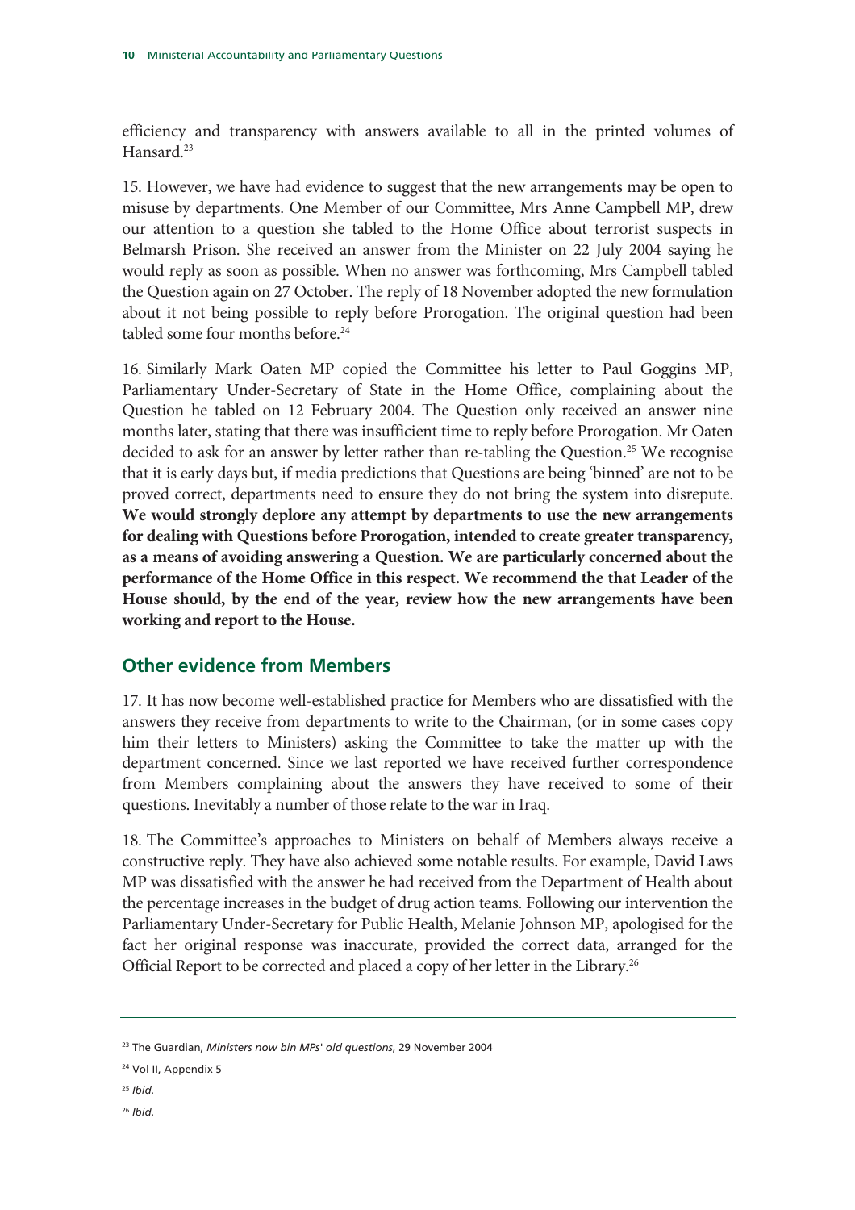efficiency and transparency with answers available to all in the printed volumes of Hansard.[23]

15. However, we have had evidence to suggest that the new arrangements may be open to misuse by departments. One Member of our Committee, Mrs Anne Campbell MP, drew our attention to a question she tabled to the Home Office about terrorist suspects in Belmarsh Prison. She received an answer from the Minister on 22 July 2004 saying he would reply as soon as possible. When no answer was forthcoming, Mrs Campbell tabled the Question again on 27 October. The reply of 18 November adopted the new formulation about it not being possible to reply before Prorogation. The original question had been tabled some four months before.[24]

16. Similarly Mark Oaten MP copied the Committee his letter to Paul Goggins MP, Parliamentary Under-Secretary of State in the Home Office, complaining about the Question he tabled on 12 February 2004. The Question only received an answer some nine months later, stating that there was insufficient time to reply before Prorogation. Mr Oaten decided to ask for an answer by letter rather than re-tabling the Question.[25] We recognise that it is early days but, if media predictions that Questions are being 'binned' are not to be proved correct, departments need to ensure they do not bring the system into disrepute. **We would strongly deplore any attempt by departments to use the new arrangements for dealing with Questions before Prorogation, intended to create greater transparency, as a means of avoiding answering a Question. We are particularly concerned about the performance of the Home Office in this respect. We recommend the that Leader of the House should, by the end of the year, review how the new arrangements have been working and report to the House.**

## Other evidence from Members

17. It has now become well-established practice for Members who are dissatisfied with the answers they receive from departments to write to the Chairman, (or in some cases copy him their letters to Ministers) asking the Committee to take the matter up with the department concerned. Since we last reported we have received further correspondence from Members complaining about the answers they have received to some of their questions. Inevitably a number of those relate to the war in Iraq.

18. The Committee's approaches to Ministers on behalf of Members always receive a constructive reply. They have also achieved some notable results. For example, David Laws MP was dissatisfied with the answer he had received from the Department of Health about the percentage increases in the budget of drug action teams. Following our intervention the Parliamentary Under-Secretary for Public Health, Melanie Johnson MP, apologised for the fact her original response was inaccurate, provided the correct data, arranged for the Official Report to be corrected and placed a copy of her letter in the Library.[26]

---

[23] The Guardian, *Ministers now bin MPs' old questions*, 29 November 2004

[24] Vol II, Appendix 5

[25] *Ibid.*

[26] *Ibid.*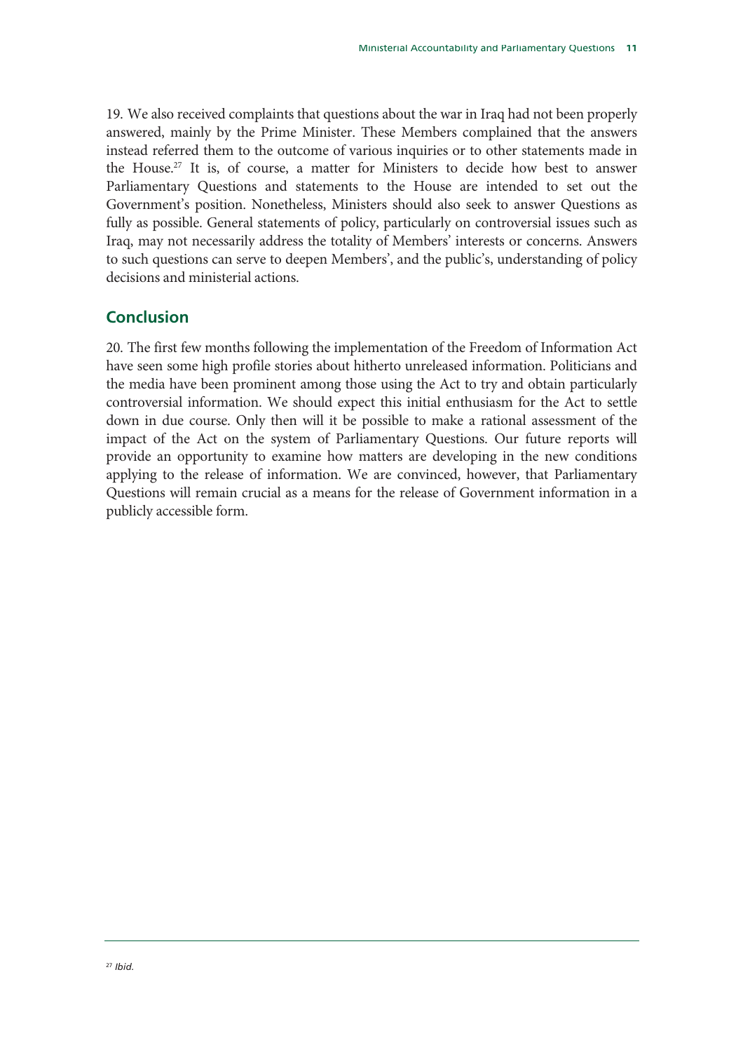19. We also received complaints that questions about the war in Iraq had not been properly answered, mainly by the Prime Minister. These Members complained that the answers instead referred them to the outcome of various inquiries or to other statements made in the House.[27] It is, of course, a matter for Ministers to decide how best to answer Parliamentary Questions and statements to the House are intended to set out the Government's position. Nonetheless, Ministers should also seek to answer Questions as fully as possible. General statements of policy, particularly on controversial issues such as Iraq, may not necessarily address the totality of Members' interests or concerns. Answers to such questions can serve to deepen Members', and the public's, understanding of policy decisions and ministerial actions.

## Conclusion

20. The first few months following the implementation of the Freedom of Information Act have seen some high profile stories about hitherto unreleased information. Politicians and the media have been prominent among those using the Act to try and obtain particularly controversial information. We should expect this initial enthusiasm for the Act to settle down in due course. Only then will it be possible to make a rational assessment of the impact of the Act on the system of Parliamentary Questions. Our future reports will provide an opportunity to examine how matters are developing in the new conditions applying to the release of information. We are convinced, however, that Parliamentary Questions will remain crucial as a means for the release of Government information in a publicly accessible form.

[27] *Ibid.*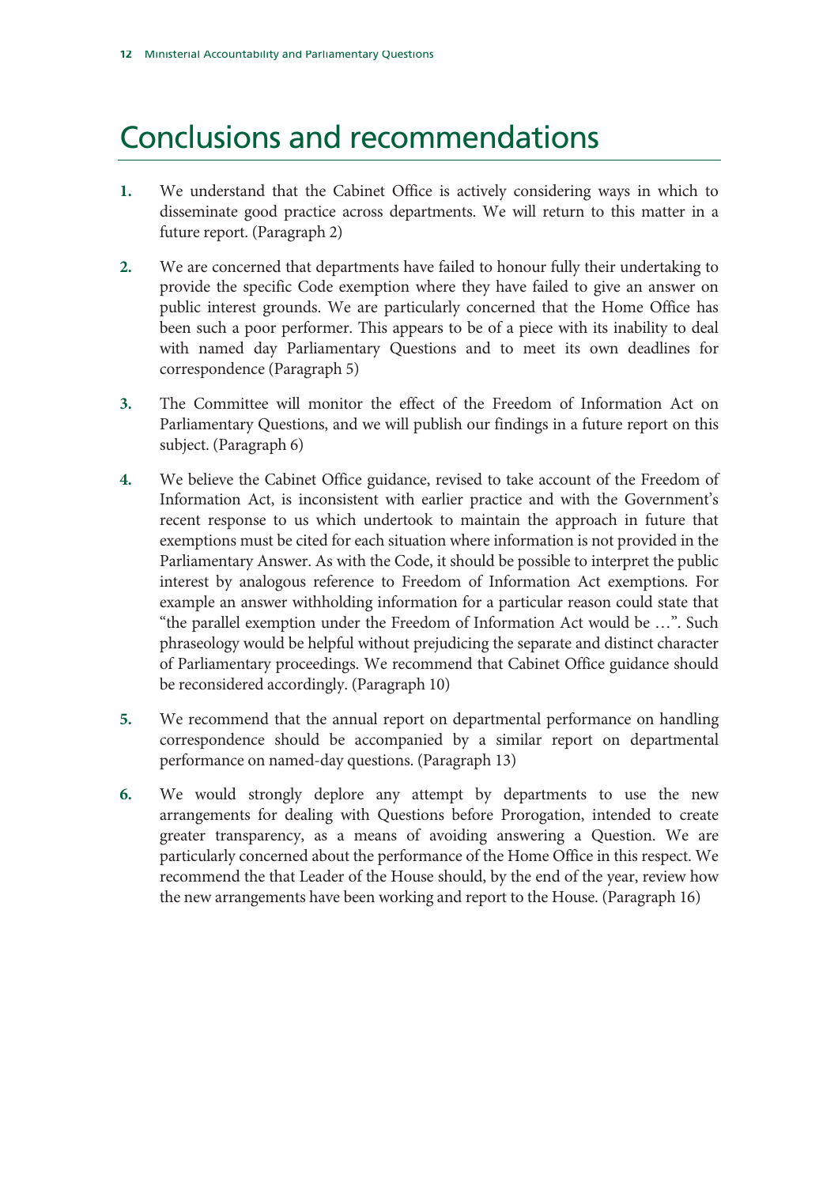# Conclusions and recommendations

**1.** We understand that the Cabinet Office is actively considering ways in which to disseminate good practice across departments. We will return to this matter in a future report. (Paragraph 2)

**2.** We are concerned that departments have failed to honour fully their undertaking to provide the specific Code exemption where they have failed to give an answer on public interest grounds. We are particularly concerned that the Home Office has been such a poor performer. This appears to be of a piece with its inability to deal with named day Parliamentary Questions and to meet its own deadlines for correspondence (Paragraph 5)

**3.** The Committee will monitor the effect of the Freedom of Information Act on Parliamentary Questions, and we will publish our findings in a future report on this subject. (Paragraph 6)

**4.** We believe the Cabinet Office guidance, revised to take account of the Freedom of Information Act, is inconsistent with earlier practice and with the Government's recent response to us which undertook to maintain the approach in future that exemptions must be cited for each situation where information is not provided in the Parliamentary Answer. As with the Code, it should be possible to interpret the public interest by analogous reference to Freedom of Information Act exemptions. For example an answer withholding information for a particular reason could state that "the parallel exemption under the Freedom of Information Act would be …". Such phraseology would be helpful without prejudicing the separate and distinct character of Parliamentary proceedings. We recommend that Cabinet Office guidance should be reconsidered accordingly. (Paragraph 10)

**5.** We recommend that the annual report on departmental performance on handling correspondence should be accompanied by a similar report on departmental performance on named-day questions. (Paragraph 13)

**6.** We would strongly deplore any attempt by departments to use the new arrangements for dealing with Questions before Prorogation, intended to create greater transparency, as a means of avoiding answering a Question. We are particularly concerned about the performance of the Home Office in this respect. We recommend the that Leader of the House should, by the end of the year, review how the new arrangements have been working and report to the House. (Paragraph 16)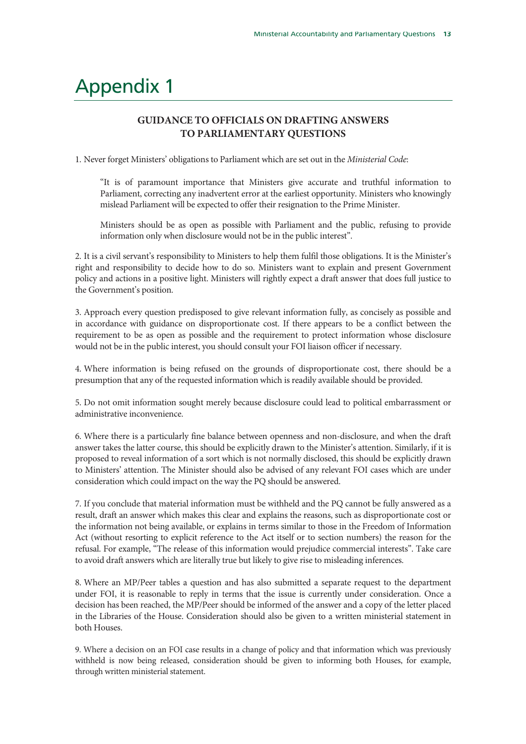# Appendix 1

## GUIDANCE TO OFFICIALS ON DRAFTING ANSWERS TO PARLIAMENTARY QUESTIONS

1. Never forget Ministers' obligations to Parliament which are set out in the *Ministerial Code*:

> "It is of paramount importance that Ministers give accurate and truthful information to Parliament, correcting any inadvertent error at the earliest opportunity. Ministers who knowingly mislead Parliament will be expected to offer their resignation to the Prime Minister.
>
> Ministers should be as open as possible with Parliament and the public, refusing to provide information only when disclosure would not be in the public interest".

2. It is a civil servant's responsibility to Ministers to help them fulfil those obligations. It is the Minister's right and responsibility to decide how to do so. Ministers want to explain and present Government policy and actions in a positive light. Ministers will rightly expect a draft answer that does full justice to the Government's position.

3. Approach every question predisposed to give relevant information fully, as concisely as possible and in accordance with guidance on disproportionate cost. If there appears to be a conflict between the requirement to be as open as possible and the requirement to protect information whose disclosure would not be in the public interest, you should consult your FOI liaison officer if necessary.

4. Where information is being refused on the grounds of disproportionate cost, there should be a presumption that any of the requested information which is readily available should be provided.

5. Do not omit information sought merely because disclosure could lead to political embarrassment or administrative inconvenience.

6. Where there is a particularly fine balance between openness and non-disclosure, and when the draft answer takes the latter course, this should be explicitly drawn to the Minister's attention. Similarly, if it is proposed to reveal information of a sort which is not normally disclosed, this should be explicitly drawn to Ministers' attention. The Minister should also be advised of any relevant FOI cases which are under consideration which could impact on the way the PQ should be answered.

7. If you conclude that material information must be withheld and the PQ cannot be fully answered as a result, draft an answer which makes this clear and explains the reasons, such as disproportionate cost or the information not being available, or explains in terms similar to those in the Freedom of Information Act (without resorting to explicit reference to the Act itself or to section numbers) the reason for the refusal. For example, "The release of this information would prejudice commercial interests". Take care to avoid draft answers which are literally true but likely to give rise to misleading inferences.

8. Where an MP/Peer tables a question and has also submitted a separate request to the department under FOI, it is reasonable to reply in terms that the issue is currently under consideration. Once a decision has been reached, the MP/Peer should be informed of the answer and a copy of the letter placed in the Libraries of the House. Consideration should also be given to a written ministerial statement in both Houses.

9. Where a decision on an FOI case results in a change of policy and that information which was previously withheld is now being released, consideration should be given to informing both Houses, for example, through written ministerial statement.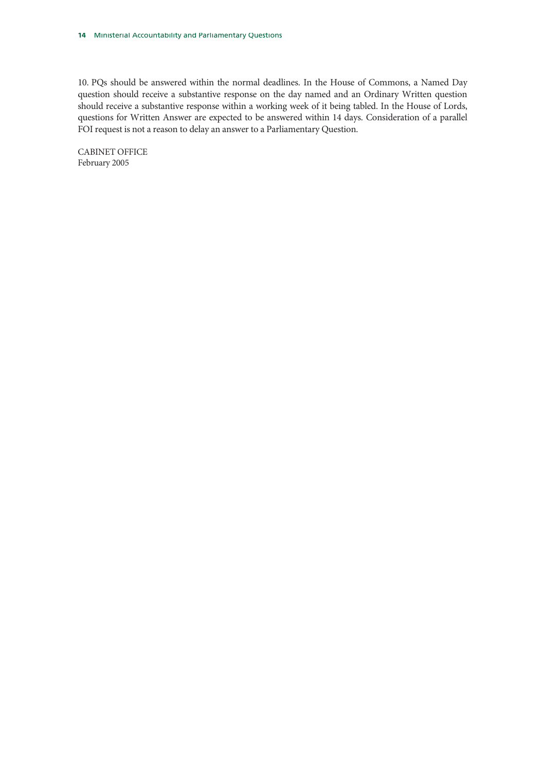10. PQs should be answered within the normal deadlines. In the House of Commons, a Named Day question should receive a substantive response on the day named and an Ordinary Written question should receive a substantive response within a working week of it being tabled. In the House of Lords, questions for Written Answer are expected to be answered within 14 days. Consideration of a parallel FOI request is not a reason to delay an answer to a Parliamentary Question.

CABINET OFFICE
February 2005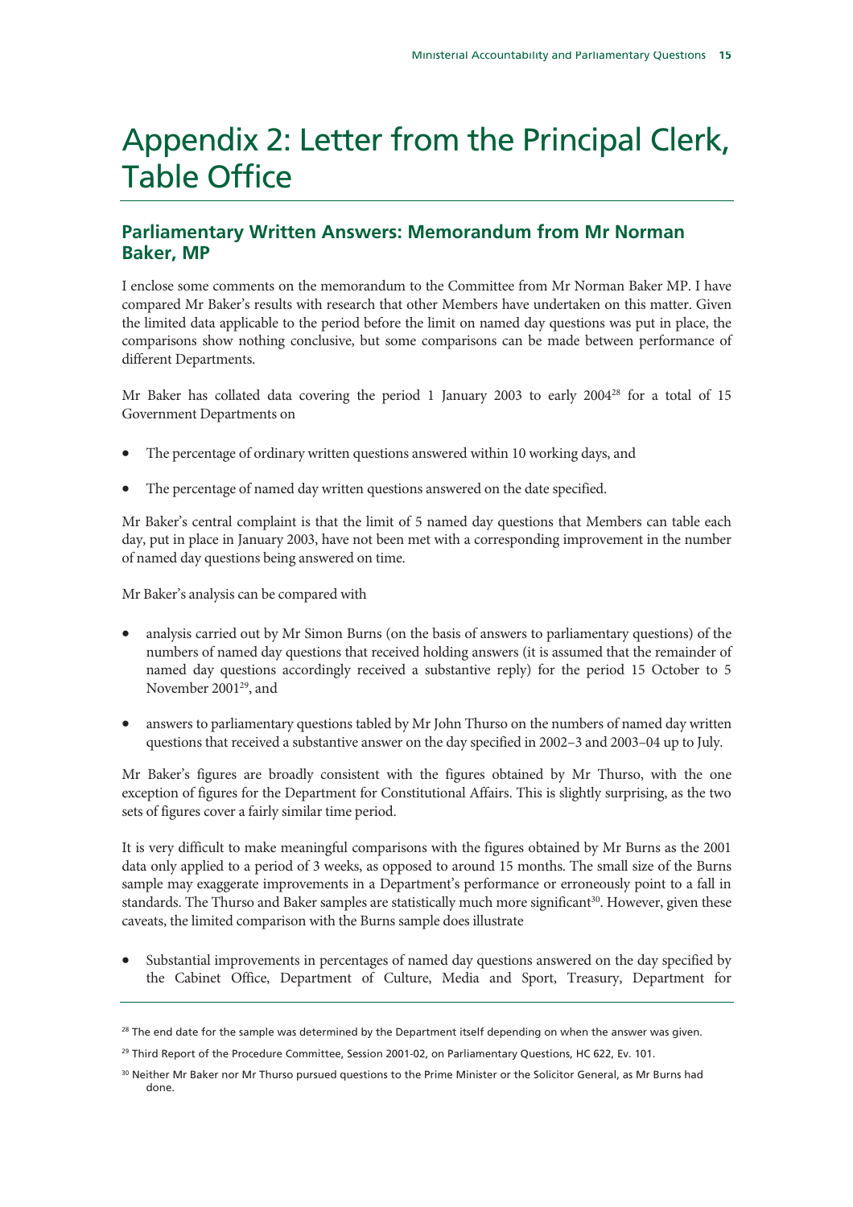# Appendix 2: Letter from the Principal Clerk, Table Office

## Parliamentary Written Answers: Memorandum from Mr Norman Baker, MP

I enclose some comments on the memorandum to the Committee from Mr Norman Baker MP. I have compared Mr Baker's results with research that other Members have undertaken on this matter. Given the limited data applicable to the period before the limit on named day questions was put in place, the comparisons show nothing conclusive, but some comparisons can be made between performance of different Departments.

Mr Baker has collated data covering the period 1 January 2003 to early 2004[28] for a total of 15 Government Departments on

- The percentage of ordinary written questions answered within 10 working days, and
- The percentage of named day written questions answered on the date specified.

Mr Baker's central complaint is that the limit of 5 named day questions that Members can table each day, put in place in January 2003, have not been met with a corresponding improvement in the number of named day questions being answered on time.

Mr Baker's analysis can be compared with

- analysis carried out by Mr Simon Burns (on the basis of answers to parliamentary questions) of the numbers of named day questions that received holding answers (it is assumed that the remainder of named day questions accordingly received a substantive reply) for the period 15 October to 5 November 2001[29], and
- answers to parliamentary questions tabled by Mr John Thurso on the numbers of named day written questions that received a substantive answer on the day specified in 2002–3 and 2003–04 up to July.

Mr Baker's figures are broadly consistent with the figures obtained by Mr Thurso, with the one exception of figures for the Department for Constitutional Affairs. This is slightly surprising, as the two sets of figures cover a fairly similar time period.

It is very difficult to make meaningful comparisons with the figures obtained by Mr Burns as the 2001 data only applied to a period of 3 weeks, as opposed to around 15 months. The small size of the Burns sample may exaggerate improvements in a Department's performance or erroneously point to a fall in standards. The Thurso and Baker samples are statistically much more significant[30]. However, given these caveats, the limited comparison with the Burns sample does illustrate

- Substantial improvements in percentages of named day questions answered on the day specified by the Cabinet Office, Department of Culture, Media and Sport, Treasury, Department for

---

[28] The end date for the sample was determined by the Department itself depending on when the answer was given.

[29] Third Report of the Procedure Committee, Session 2001-02, on Parliamentary Questions, HC 622, Ev. 101.

[30] Neither Mr Baker nor Mr Thurso pursued questions to the Prime Minister or the Solicitor General, as Mr Burns had done.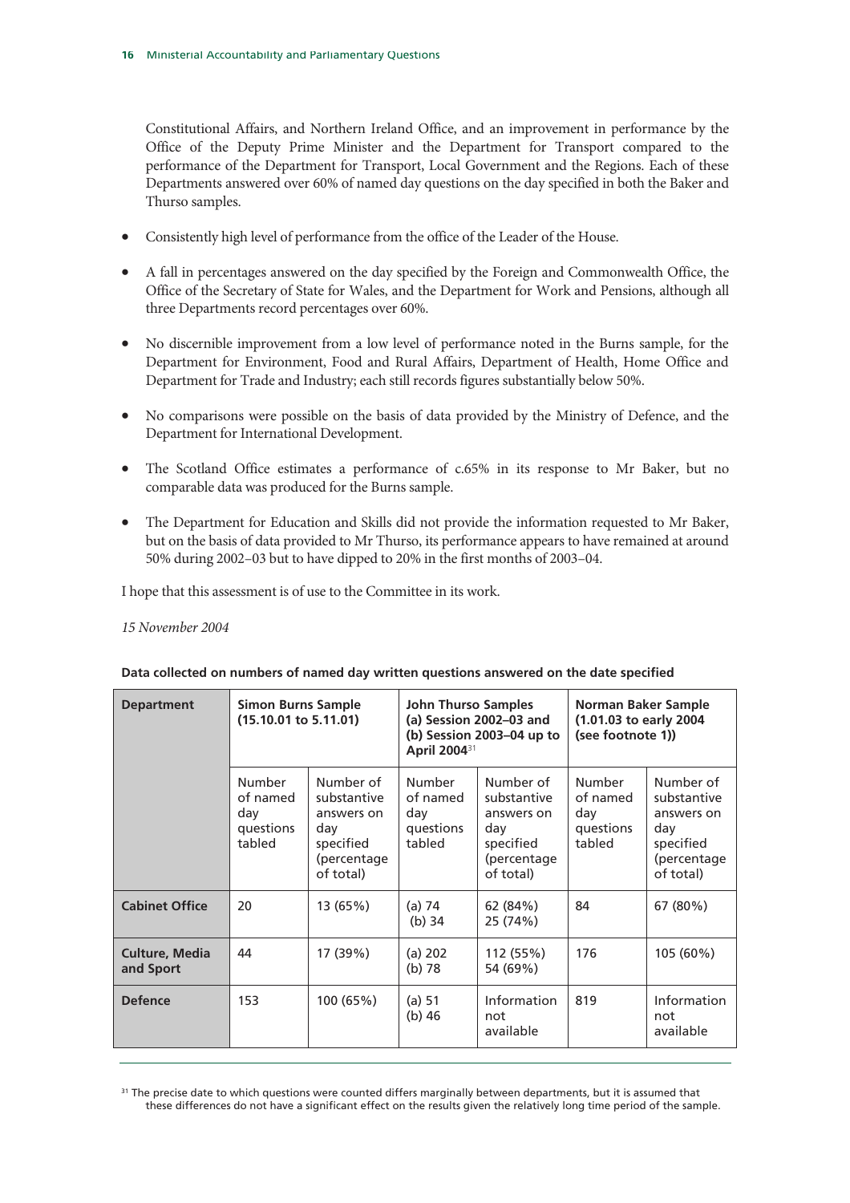Constitutional Affairs, and Northern Ireland Office, and an improvement in performance by the Office of the Deputy Prime Minister and the Department for Transport compared to the performance of the Department for Transport, Local Government and the Regions. Each of these Departments answered over 60% of named day questions on the day specified in both the Baker and Thurso samples.

- Consistently high level of performance from the office of the Leader of the House.
- A fall in percentages answered on the day specified by the Foreign and Commonwealth Office, the Office of the Secretary of State for Wales, and the Department for Work and Pensions, although all three Departments record percentages over 60%.
- No discernible improvement from a low level of performance noted in the Burns sample, for the Department for Environment, Food and Rural Affairs, Department of Health, Home Office and Department for Trade and Industry; each still records figures substantially below 50%.
- No comparisons were possible on the basis of data provided by the Ministry of Defence, and the Department for International Development.
- The Scotland Office estimates a performance of c.65% in its response to Mr Baker, but no comparable data was produced for the Burns sample.
- The Department for Education and Skills did not provide the information requested to Mr Baker, but on the basis of data provided to Mr Thurso, its performance appears to have remained at around 50% during 2002–03 but to have dipped to 20% in the first months of 2003–04.

I hope that this assessment is of use to the Committee in its work.

*15 November 2004*

**Data collected on numbers of named day written questions answered on the date specified**

| Department | Simon Burns Sample (15.10.01 to 5.11.01) | | John Thurso Samples (a) Session 2002–03 and (b) Session 2003–04 up to April 2004[31] | | Norman Baker Sample (1.01.03 to early 2004 (see footnote 1)) | |
|---|---|---|---|---|---|---|
| | Number of named day questions tabled | Number of substantive answers on day specified (percentage of total) | Number of named day questions tabled | Number of substantive answers on day specified (percentage of total) | Number of named day questions tabled | Number of substantive answers on day specified (percentage of total) |
| **Cabinet Office** | 20 | 13 (65%) | (a) 74<br>(b) 34 | 62 (84%)<br>25 (74%) | 84 | 67 (80%) |
| **Culture, Media and Sport** | 44 | 17 (39%) | (a) 202<br>(b) 78 | 112 (55%)<br>54 (69%) | 176 | 105 (60%) |
| **Defence** | 153 | 100 (65%) | (a) 51<br>(b) 46 | Information not available | 819 | Information not available |

[31] The precise date to which questions were counted differs marginally between departments, but it is assumed that these differences do not have a significant effect on the results given the relatively long time period of the sample.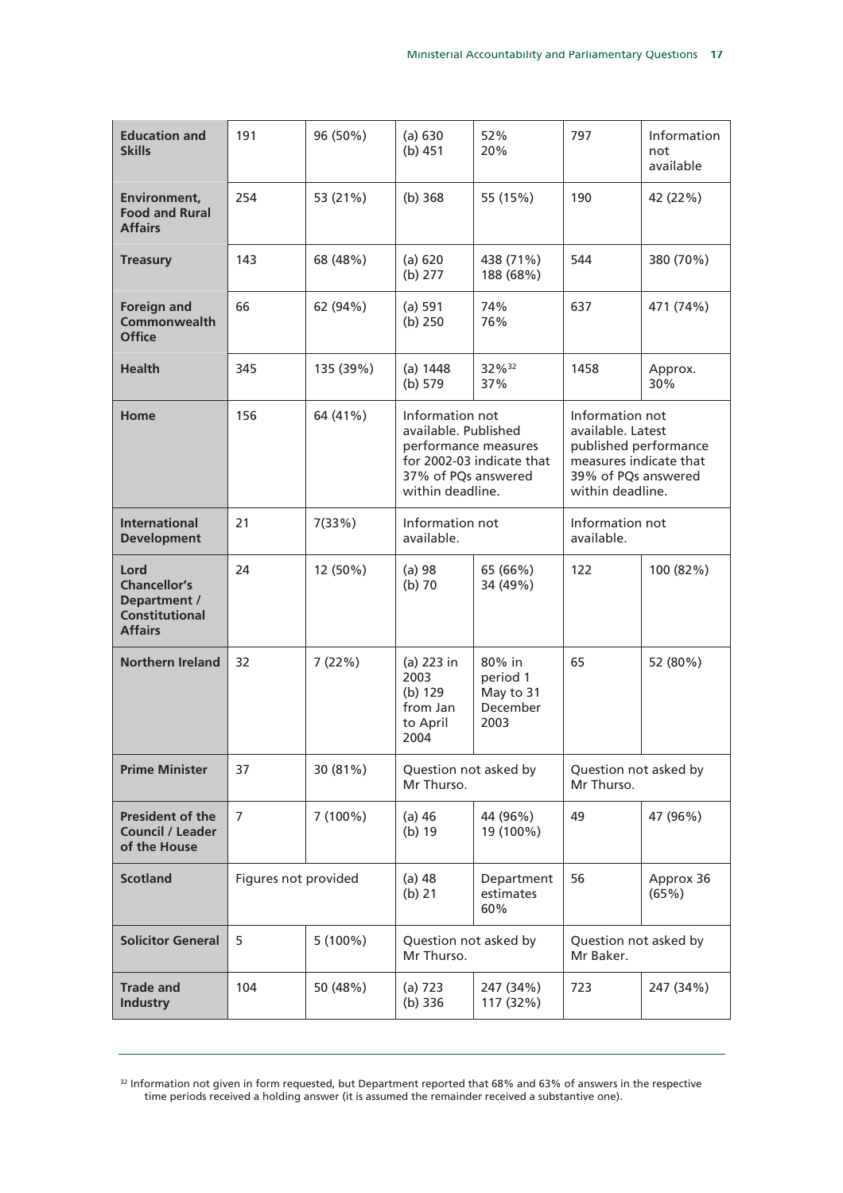| | | | | | | |
|---|---|---|---|---|---|---|
| **Education and Skills** | 191 | 96 (50%) | (a) 630<br>(b) 451 | 52%<br>20% | 797 | Information not available |
| **Environment, Food and Rural Affairs** | 254 | 53 (21%) | (b) 368 | 55 (15%) | 190 | 42 (22%) |
| **Treasury** | 143 | 68 (48%) | (a) 620<br>(b) 277 | 438 (71%)<br>188 (68%) | 544 | 380 (70%) |
| **Foreign and Commonwealth Office** | 66 | 62 (94%) | (a) 591<br>(b) 250 | 74%<br>76% | 637 | 471 (74%) |
| **Health** | 345 | 135 (39%) | (a) 1448<br>(b) 579 | 32%[32]<br>37% | 1458 | Approx. 30% |
| **Home** | 156 | 64 (41%) | Information not available. Published performance measures for 2002-03 indicate that 37% of PQs answered within deadline. | | Information not available. Latest published performance measures indicate that 39% of PQs answered within deadline. | |
| **International Development** | 21 | 7(33%) | Information not available. | | Information not available. | |
| **Lord Chancellor's Department / Constitutional Affairs** | 24 | 12 (50%) | (a) 98<br>(b) 70 | 65 (66%)<br>34 (49%) | 122 | 100 (82%) |
| **Northern Ireland** | 32 | 7 (22%) | (a) 223 in 2003<br>(b) 129 from Jan to April 2004 | 80% in period 1 May to 31 December 2003 | 65 | 52 (80%) |
| **Prime Minister** | 37 | 30 (81%) | Question not asked by Mr Thurso. | | Question not asked by Mr Thurso. | |
| **President of the Council / Leader of the House** | 7 | 7 (100%) | (a) 46<br>(b) 19 | 44 (96%)<br>19 (100%) | 49 | 47 (96%) |
| **Scotland** | Figures not provided | | (a) 48<br>(b) 21 | Department estimates 60% | 56 | Approx 36 (65%) |
| **Solicitor General** | 5 | 5 (100%) | Question not asked by Mr Thurso. | | Question not asked by Mr Baker. | |
| **Trade and Industry** | 104 | 50 (48%) | (a) 723<br>(b) 336 | 247 (34%)<br>117 (32%) | 723 | 247 (34%) |

[32] Information not given in form requested, but Department reported that 68% and 63% of answers in the respective time periods received a holding answer (it is assumed the remainder received a substantive one).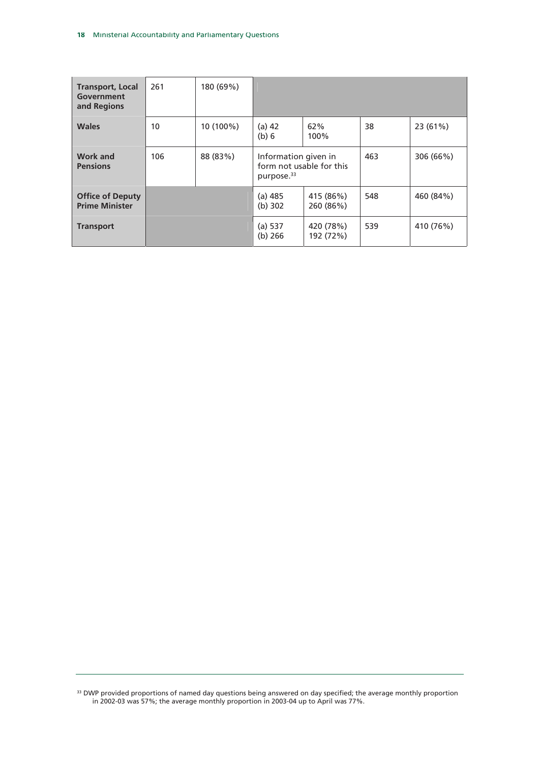| Transport, Local Government and Regions | 261 | 180 (69%) | | | | |
|---|---|---|---|---|---|---|
| **Wales** | 10 | 10 (100%) | (a) 42<br>(b) 6 | 62%<br>100% | 38 | 23 (61%) |
| **Work and Pensions** | 106 | 88 (83%) | Information given in form not usable for this purpose.[33] | | 463 | 306 (66%) |
| **Office of Deputy Prime Minister** | | | (a) 485<br>(b) 302 | 415 (86%)<br>260 (86%) | 548 | 460 (84%) |
| **Transport** | | | (a) 537<br>(b) 266 | 420 (78%)<br>192 (72%) | 539 | 410 (76%) |

[33] DWP provided proportions of named day questions being answered on day specified; the average monthly proportion in 2002-03 was 57%; the average monthly proportion in 2003-04 up to April was 77%.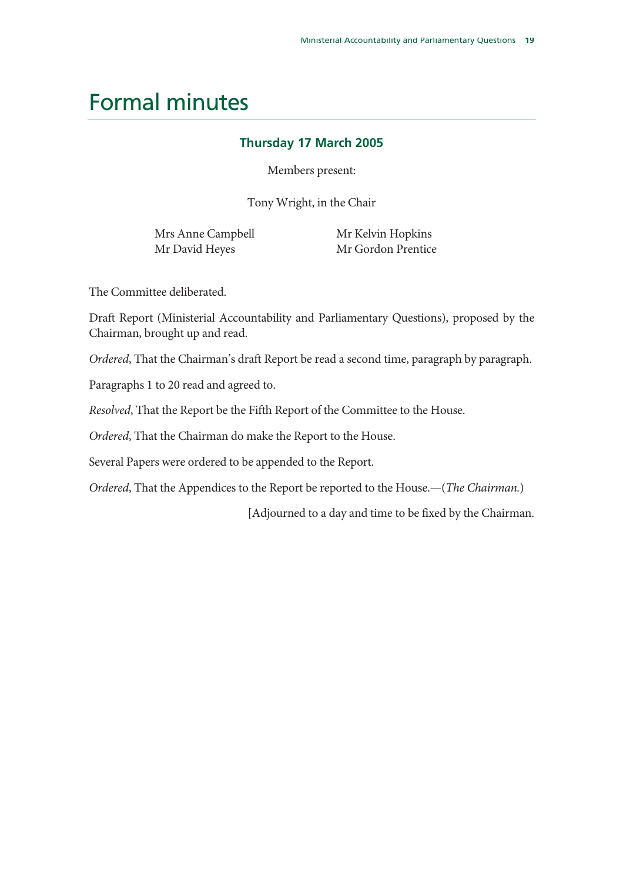# Formal minutes

### Thursday 17 March 2005

Members present:

Tony Wright, in the Chair

Mrs Anne Campbell
Mr David Heyes
Mr Kelvin Hopkins
Mr Gordon Prentice

The Committee deliberated.

Draft Report (Ministerial Accountability and Parliamentary Questions), proposed by the Chairman, brought up and read.

*Ordered*, That the Chairman's draft Report be read a second time, paragraph by paragraph.

Paragraphs 1 to 20 read and agreed to.

*Resolved*, That the Report be the Fifth Report of the Committee to the House.

*Ordered*, That the Chairman do make the Report to the House.

Several Papers were ordered to be appended to the Report.

*Ordered*, That the Appendices to the Report be reported to the House.—(*The Chairman.*)

[Adjourned to a day and time to be fixed by the Chairman.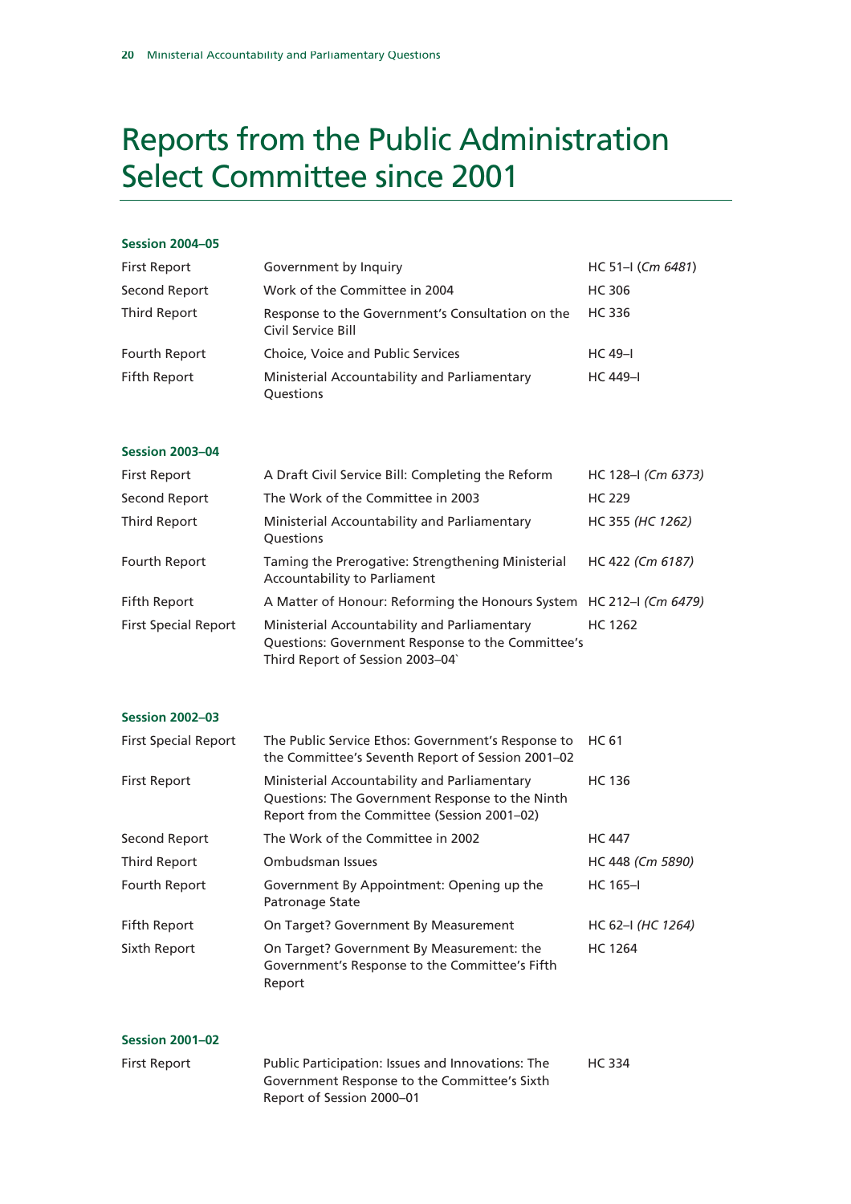# Reports from the Public Administration Select Committee since 2001

**Session 2004–05**

| | | |
|---|---|---|
| First Report | Government by Inquiry | HC 51–I (*Cm 6481*) |
| Second Report | Work of the Committee in 2004 | HC 306 |
| Third Report | Response to the Government's Consultation on the Civil Service Bill | HC 336 |
| Fourth Report | Choice, Voice and Public Services | HC 49–I |
| Fifth Report | Ministerial Accountability and Parliamentary Questions | HC 449–I |

**Session 2003–04**

| | | |
|---|---|---|
| First Report | A Draft Civil Service Bill: Completing the Reform | HC 128–I *(Cm 6373)* |
| Second Report | The Work of the Committee in 2003 | HC 229 |
| Third Report | Ministerial Accountability and Parliamentary Questions | HC 355 *(HC 1262)* |
| Fourth Report | Taming the Prerogative: Strengthening Ministerial Accountability to Parliament | HC 422 *(Cm 6187)* |
| Fifth Report | A Matter of Honour: Reforming the Honours System | HC 212–I *(Cm 6479)* |
| First Special Report | Ministerial Accountability and Parliamentary Questions: Government Response to the Committee's Third Report of Session 2003–04` | HC 1262 |

**Session 2002–03**

| | | |
|---|---|---|
| First Special Report | The Public Service Ethos: Government's Response to the Committee's Seventh Report of Session 2001–02 | HC 61 |
| First Report | Ministerial Accountability and Parliamentary Questions: The Government Response to the Ninth Report from the Committee (Session 2001–02) | HC 136 |
| Second Report | The Work of the Committee in 2002 | HC 447 |
| Third Report | Ombudsman Issues | HC 448 *(Cm 5890)* |
| Fourth Report | Government By Appointment: Opening up the Patronage State | HC 165–I |
| Fifth Report | On Target? Government By Measurement | HC 62–I *(HC 1264)* |
| Sixth Report | On Target? Government By Measurement: the Government's Response to the Committee's Fifth Report | HC 1264 |

**Session 2001–02**

| | | |
|---|---|---|
| First Report | Public Participation: Issues and Innovations: The Government Response to the Committee's Sixth Report of Session 2000–01 | HC 334 |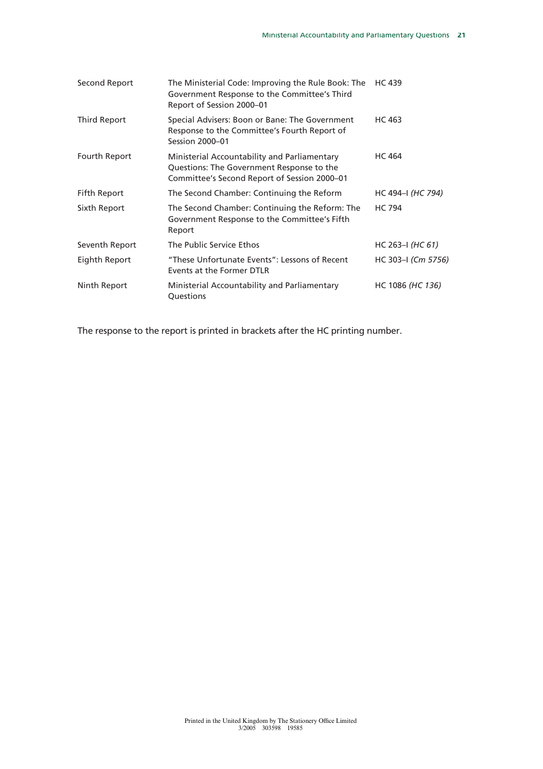| | | |
|---|---|---|
| Second Report | The Ministerial Code: Improving the Rule Book: The Government Response to the Committee's Third Report of Session 2000–01 | HC 439 |
| Third Report | Special Advisers: Boon or Bane: The Government Response to the Committee's Fourth Report of Session 2000–01 | HC 463 |
| Fourth Report | Ministerial Accountability and Parliamentary Questions: The Government Response to the Committee's Second Report of Session 2000–01 | HC 464 |
| Fifth Report | The Second Chamber: Continuing the Reform | HC 494–I *(HC 794)* |
| Sixth Report | The Second Chamber: Continuing the Reform: The Government Response to the Committee's Fifth Report | HC 794 |
| Seventh Report | The Public Service Ethos | HC 263–I *(HC 61)* |
| Eighth Report | "These Unfortunate Events": Lessons of Recent Events at the Former DTLR | HC 303–I *(Cm 5756)* |
| Ninth Report | Ministerial Accountability and Parliamentary Questions | HC 1086 *(HC 136)* |

The response to the report is printed in brackets after the HC printing number.

Printed in the United Kingdom by The Stationery Office Limited
3/2005 303598 19585